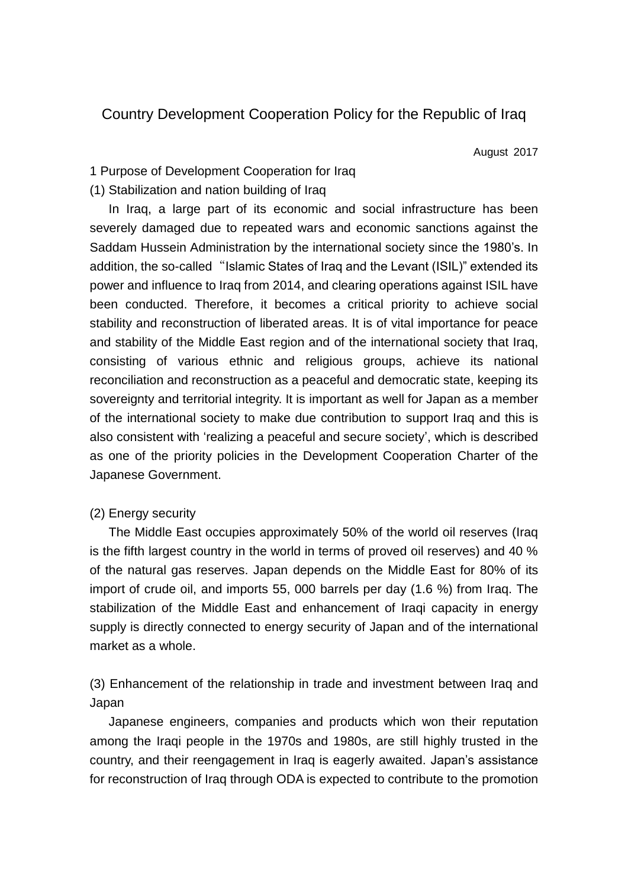# Country Development Cooperation Policy for the Republic of Iraq

August 2017

## 1 Purpose of Development Cooperation for Iraq

### (1) Stabilization and nation building of Iraq

In Iraq, a large part of its economic and social infrastructure has been severely damaged due to repeated wars and economic sanctions against the Saddam Hussein Administration by the international society since the 1980's. In addition, the so-called "Islamic States of Iraq and the Levant (ISIL)" extended its power and influence to Iraq from 2014, and clearing operations against ISIL have been conducted. Therefore, it becomes a critical priority to achieve social stability and reconstruction of liberated areas. It is of vital importance for peace and stability of the Middle East region and of the international society that Iraq, consisting of various ethnic and religious groups, achieve its national reconciliation and reconstruction as a peaceful and democratic state, keeping its sovereignty and territorial integrity. It is important as well for Japan as a member of the international society to make due contribution to support Iraq and this is also consistent with 'realizing a peaceful and secure society', which is described as one of the priority policies in the Development Cooperation Charter of the Japanese Government.

### (2) Energy security

The Middle East occupies approximately 50% of the world oil reserves (Iraq is the fifth largest country in the world in terms of proved oil reserves) and 40 % of the natural gas reserves. Japan depends on the Middle East for 80% of its import of crude oil, and imports 55, 000 barrels per day (1.6 %) from Iraq. The stabilization of the Middle East and enhancement of Iraqi capacity in energy supply is directly connected to energy security of Japan and of the international market as a whole.

### (3) Enhancement of the relationship in trade and investment between Iraq and Japan

Japanese engineers, companies and products which won their reputation among the Iraqi people in the 1970s and 1980s, are still highly trusted in the country, and their reengagement in Iraq is eagerly awaited. Japan's assistance for reconstruction of Iraq through ODA is expected to contribute to the promotion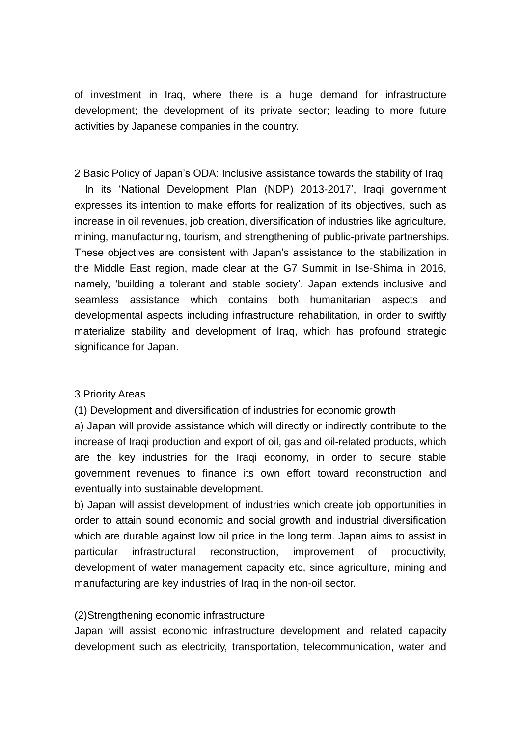of investment in Iraq, where there is a huge demand for infrastructure development; the development of its private sector; leading to more future activities by Japanese companies in the country.

## 2 Basic Policy of Japan’s ODA: Inclusive assistance towards the stability of Iraq

In its ‘National Development Plan (NDP) 2013-2017’, Iraqi government expresses its intention to make efforts for realization of its objectives, such as increase in oil revenues, job creation, diversification of industries like agriculture, mining, manufacturing, tourism, and strengthening of public-private partnerships. These objectives are consistent with Japan’s assistance to the stabilization in the Middle East region, made clear at the G7 Summit in Ise-Shima in 2016, namely, ‘building a tolerant and stable society’. Japan extends inclusive and seamless assistance which contains both humanitarian aspects and developmental aspects including infrastructure rehabilitation, in order to swiftly materialize stability and development of Iraq, which has profound strategic significance for Japan.

## 3 Priority Areas

### (1) Development and diversification of industries for economic growth

a) Japan will provide assistance which will directly or indirectly contribute to the increase of Iraqi production and export of oil, gas and oil-related products, which are the key industries for the Iraqi economy, in order to secure stable government revenues to finance its own effort toward reconstruction and eventually into sustainable development.

b) Japan will assist development of industries which create job opportunities in order to attain sound economic and social growth and industrial diversification which are durable against low oil price in the long term. Japan aims to assist in particular infrastructural reconstruction, improvement of productivity, development of water management capacity etc, since agriculture, mining and manufacturing are key industries of Iraq in the non-oil sector.

### (2)Strengthening economic infrastructure

Japan will assist economic infrastructure development and related capacity development such as electricity, transportation, telecommunication, water and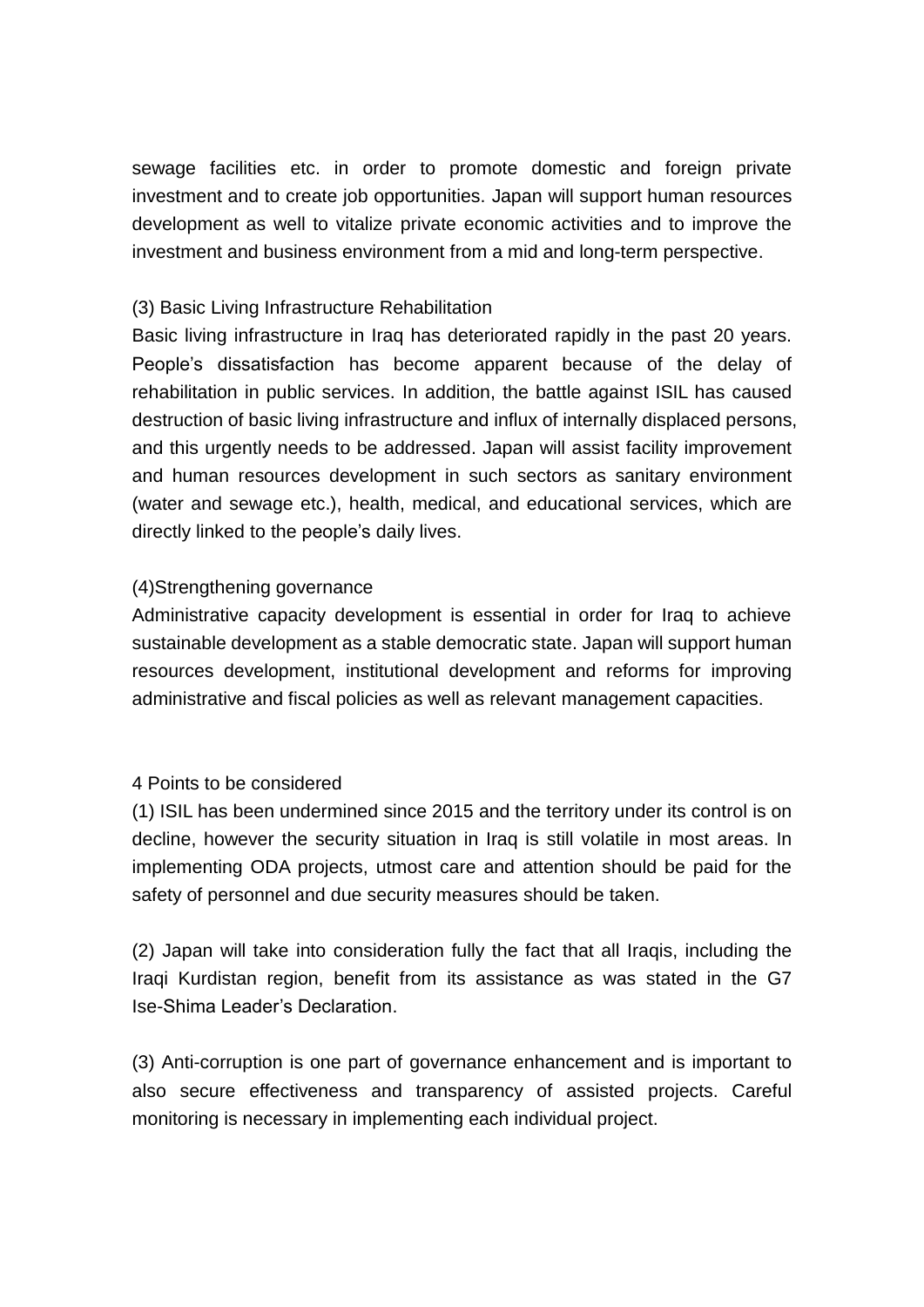sewage facilities etc. in order to promote domestic and foreign private investment and to create job opportunities. Japan will support human resources development as well to vitalize private economic activities and to improve the investment and business environment from a mid and long-term perspective.

(3) Basic Living Infrastructure Rehabilitation

Basic living infrastructure in Iraq has deteriorated rapidly in the past 20 years. People's dissatisfaction has become apparent because of the delay of rehabilitation in public services. In addition, the battle against ISIL has caused destruction of basic living infrastructure and influx of internally displaced persons, and this urgently needs to be addressed. Japan will assist facility improvement and human resources development in such sectors as sanitary environment (water and sewage etc.), health, medical, and educational services, which are directly linked to the people's daily lives.

(4)Strengthening governance

Administrative capacity development is essential in order for Iraq to achieve sustainable development as a stable democratic state. Japan will support human resources development, institutional development and reforms for improving administrative and fiscal policies as well as relevant management capacities.

4 Points to be considered

(1) ISIL has been undermined since 2015 and the territory under its control is on decline, however the security situation in Iraq is still volatile in most areas. In implementing ODA projects, utmost care and attention should be paid for the safety of personnel and due security measures should be taken.

(2) Japan will take into consideration fully the fact that all Iraqis, including the Iraqi Kurdistan region, benefit from its assistance as was stated in the G7 Ise-Shima Leader's Declaration.

(3) Anti-corruption is one part of governance enhancement and is important to also secure effectiveness and transparency of assisted projects. Careful monitoring is necessary in implementing each individual project.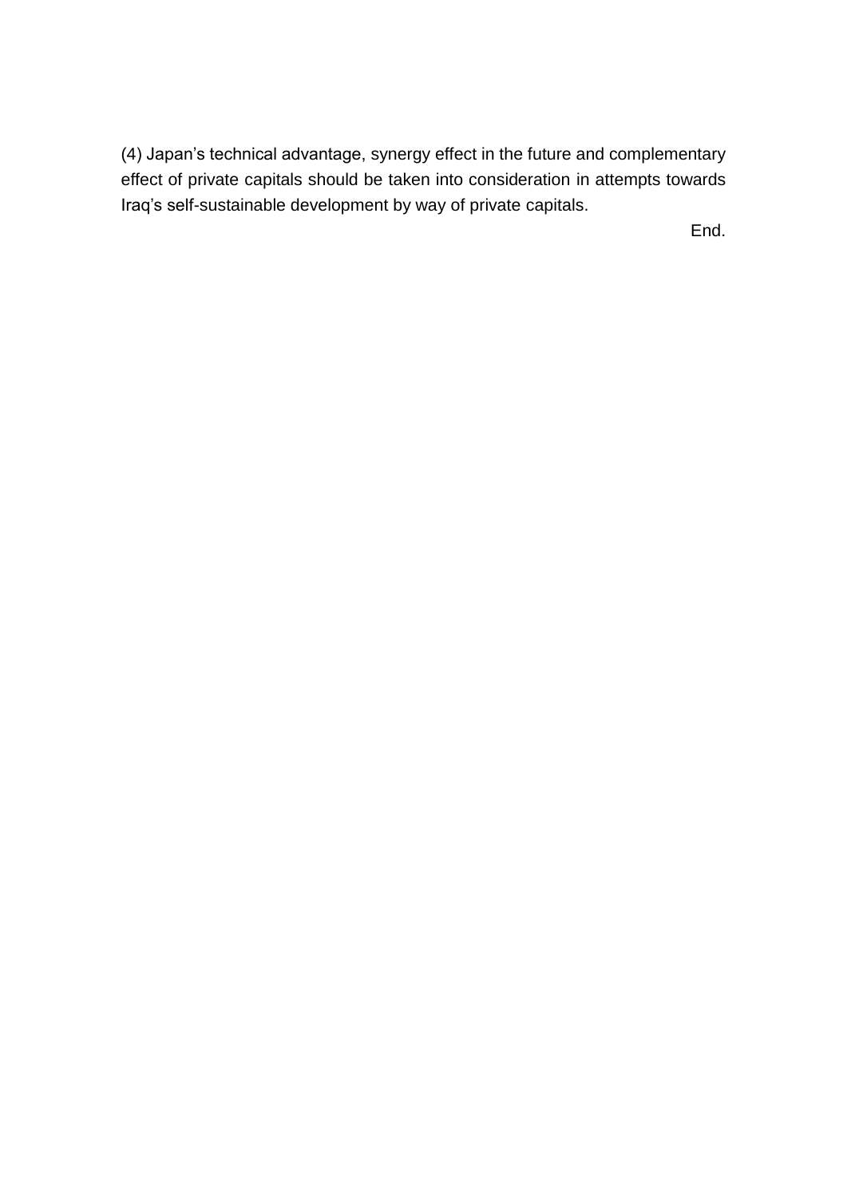(4) Japan’s technical advantage, synergy effect in the future and complementary effect of private capitals should be taken into consideration in attempts towards Iraq’s self-sustainable development by way of private capitals.

End.